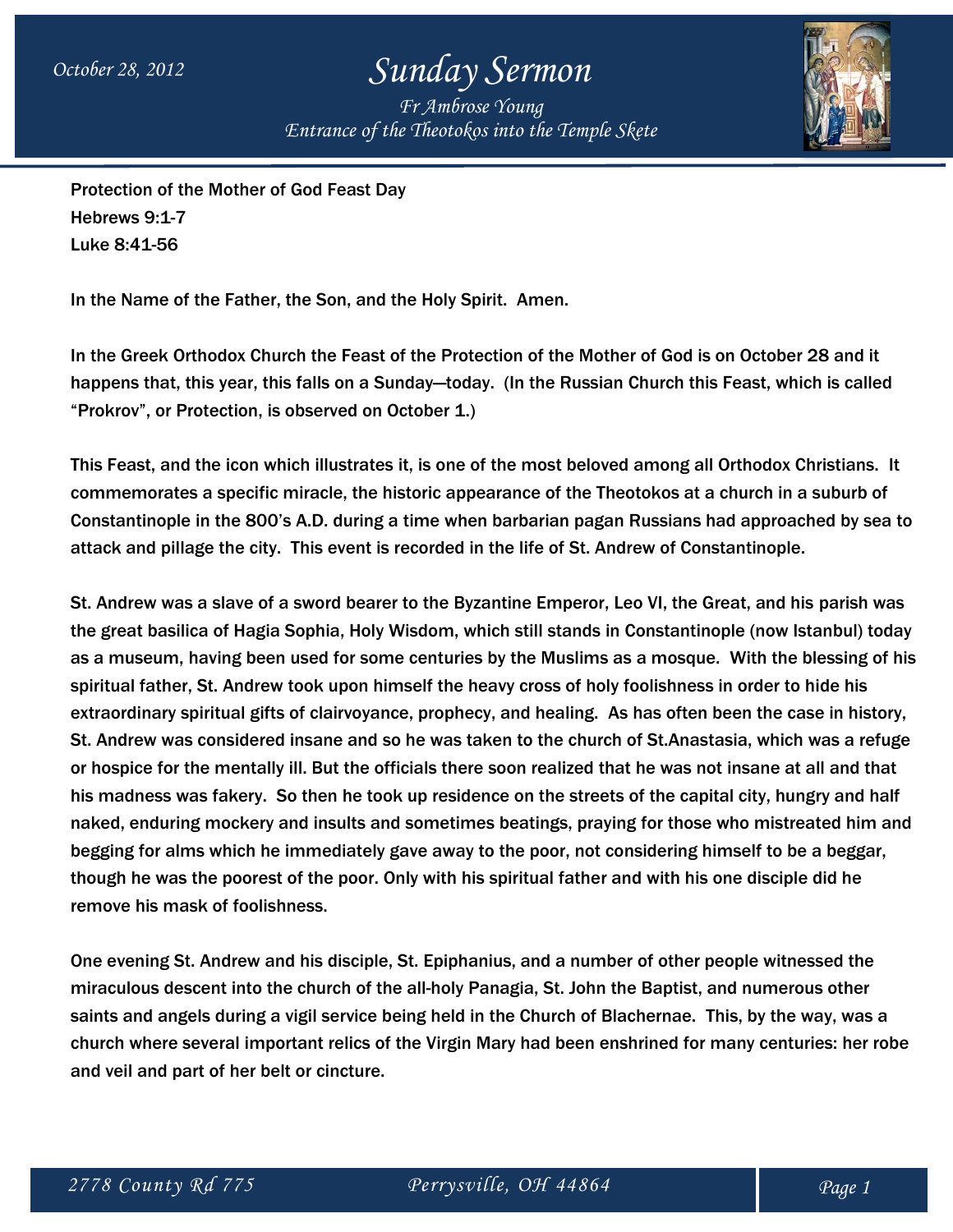# Sunday Sermon

*October 28, 2012*

*Fr Ambrose Young*
*Entrance of the Theotokos into the Temple Skete*

Protection of the Mother of God Feast Day
Hebrews 9:1-7
Luke 8:41-56

In the Name of the Father, the Son, and the Holy Spirit. Amen.

In the Greek Orthodox Church the Feast of the Protection of the Mother of God is on October 28 and it happens that, this year, this falls on a Sunday—today. (In the Russian Church this Feast, which is called "Prokrov", or Protection, is observed on October 1.)

This Feast, and the icon which illustrates it, is one of the most beloved among all Orthodox Christians. It commemorates a specific miracle, the historic appearance of the Theotokos at a church in a suburb of Constantinople in the 800's A.D. during a time when barbarian pagan Russians had approached by sea to attack and pillage the city. This event is recorded in the life of St. Andrew of Constantinople.

St. Andrew was a slave of a sword bearer to the Byzantine Emperor, Leo VI, the Great, and his parish was the great basilica of Hagia Sophia, Holy Wisdom, which still stands in Constantinople (now Istanbul) today as a museum, having been used for some centuries by the Muslims as a mosque. With the blessing of his spiritual father, St. Andrew took upon himself the heavy cross of holy foolishness in order to hide his extraordinary spiritual gifts of clairvoyance, prophecy, and healing. As has often been the case in history, St. Andrew was considered insane and so he was taken to the church of St.Anastasia, which was a refuge or hospice for the mentally ill. But the officials there soon realized that he was not insane at all and that his madness was fakery. So then he took up residence on the streets of the capital city, hungry and half naked, enduring mockery and insults and sometimes beatings, praying for those who mistreated him and begging for alms which he immediately gave away to the poor, not considering himself to be a beggar, though he was the poorest of the poor. Only with his spiritual father and with his one disciple did he remove his mask of foolishness.

One evening St. Andrew and his disciple, St. Epiphanius, and a number of other people witnessed the miraculous descent into the church of the all-holy Panagia, St. John the Baptist, and numerous other saints and angels during a vigil service being held in the Church of Blachernae. This, by the way, was a church where several important relics of the Virgin Mary had been enshrined for many centuries: her robe and veil and part of her belt or cincture.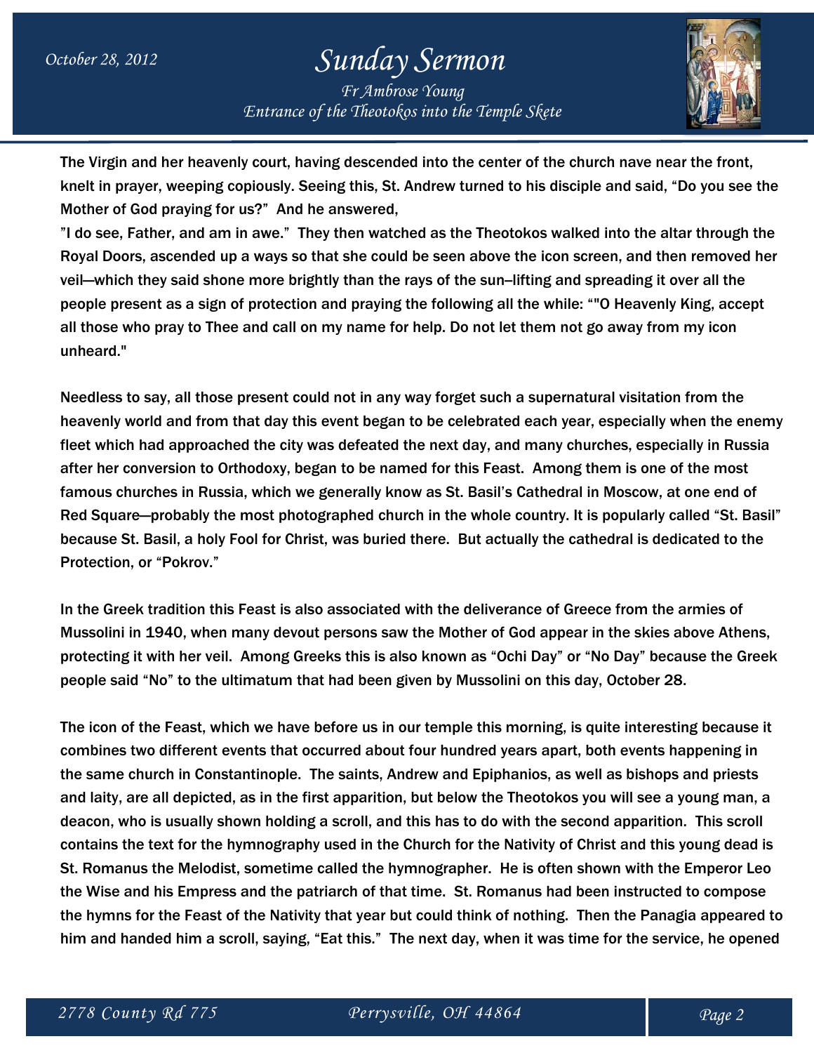The Virgin and her heavenly court, having descended into the center of the church nave near the front, knelt in prayer, weeping copiously. Seeing this, St. Andrew turned to his disciple and said, "Do you see the Mother of God praying for us?" And he answered,

"I do see, Father, and am in awe." They then watched as the Theotokos walked into the altar through the Royal Doors, ascended up a ways so that she could be seen above the icon screen, and then removed her veil—which they said shone more brightly than the rays of the sun–lifting and spreading it over all the people present as a sign of protection and praying the following all the while: ""O Heavenly King, accept all those who pray to Thee and call on my name for help. Do not let them not go away from my icon unheard."

Needless to say, all those present could not in any way forget such a supernatural visitation from the heavenly world and from that day this event began to be celebrated each year, especially when the enemy fleet which had approached the city was defeated the next day, and many churches, especially in Russia after her conversion to Orthodoxy, began to be named for this Feast. Among them is one of the most famous churches in Russia, which we generally know as St. Basil's Cathedral in Moscow, at one end of Red Square—probably the most photographed church in the whole country. It is popularly called "St. Basil" because St. Basil, a holy Fool for Christ, was buried there. But actually the cathedral is dedicated to the Protection, or "Pokrov."

In the Greek tradition this Feast is also associated with the deliverance of Greece from the armies of Mussolini in 1940, when many devout persons saw the Mother of God appear in the skies above Athens, protecting it with her veil. Among Greeks this is also known as "Ochi Day" or "No Day" because the Greek people said "No" to the ultimatum that had been given by Mussolini on this day, October 28.

The icon of the Feast, which we have before us in our temple this morning, is quite interesting because it combines two different events that occurred about four hundred years apart, both events happening in the same church in Constantinople. The saints, Andrew and Epiphanios, as well as bishops and priests and laity, are all depicted, as in the first apparition, but below the Theotokos you will see a young man, a deacon, who is usually shown holding a scroll, and this has to do with the second apparition. This scroll contains the text for the hymnography used in the Church for the Nativity of Christ and this young dead is St. Romanus the Melodist, sometime called the hymnographer. He is often shown with the Emperor Leo the Wise and his Empress and the patriarch of that time. St. Romanus had been instructed to compose the hymns for the Feast of the Nativity that year but could think of nothing. Then the Panagia appeared to him and handed him a scroll, saying, "Eat this." The next day, when it was time for the service, he opened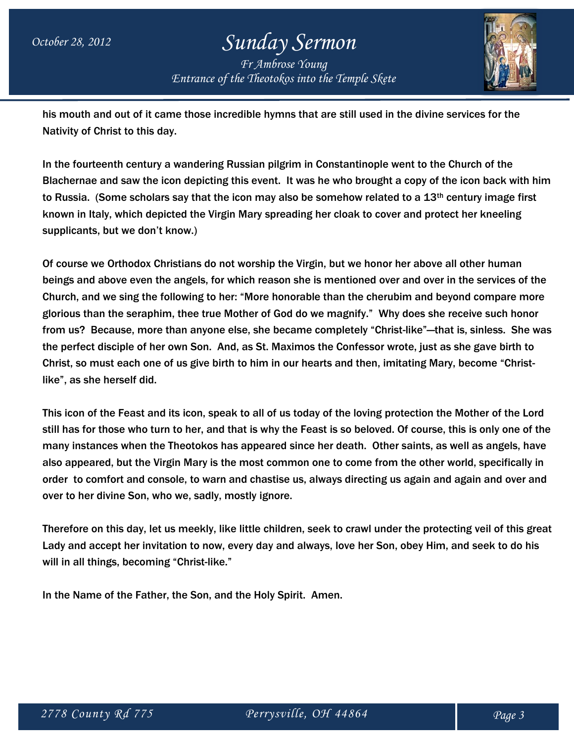his mouth and out of it came those incredible hymns that are still used in the divine services for the Nativity of Christ to this day.

In the fourteenth century a wandering Russian pilgrim in Constantinople went to the Church of the Blachernae and saw the icon depicting this event. It was he who brought a copy of the icon back with him to Russia. (Some scholars say that the icon may also be somehow related to a 13th century image first known in Italy, which depicted the Virgin Mary spreading her cloak to cover and protect her kneeling supplicants, but we don't know.)

Of course we Orthodox Christians do not worship the Virgin, but we honor her above all other human beings and above even the angels, for which reason she is mentioned over and over in the services of the Church, and we sing the following to her: "More honorable than the cherubim and beyond compare more glorious than the seraphim, thee true Mother of God do we magnify." Why does she receive such honor from us? Because, more than anyone else, she became completely "Christ-like"—that is, sinless. She was the perfect disciple of her own Son. And, as St. Maximos the Confessor wrote, just as she gave birth to Christ, so must each one of us give birth to him in our hearts and then, imitating Mary, become "Christ-like", as she herself did.

This icon of the Feast and its icon, speak to all of us today of the loving protection the Mother of the Lord still has for those who turn to her, and that is why the Feast is so beloved. Of course, this is only one of the many instances when the Theotokos has appeared since her death. Other saints, as well as angels, have also appeared, but the Virgin Mary is the most common one to come from the other world, specifically in order to comfort and console, to warn and chastise us, always directing us again and again and over and over to her divine Son, who we, sadly, mostly ignore.

Therefore on this day, let us meekly, like little children, seek to crawl under the protecting veil of this great Lady and accept her invitation to now, every day and always, love her Son, obey Him, and seek to do his will in all things, becoming "Christ-like."

In the Name of the Father, the Son, and the Holy Spirit. Amen.